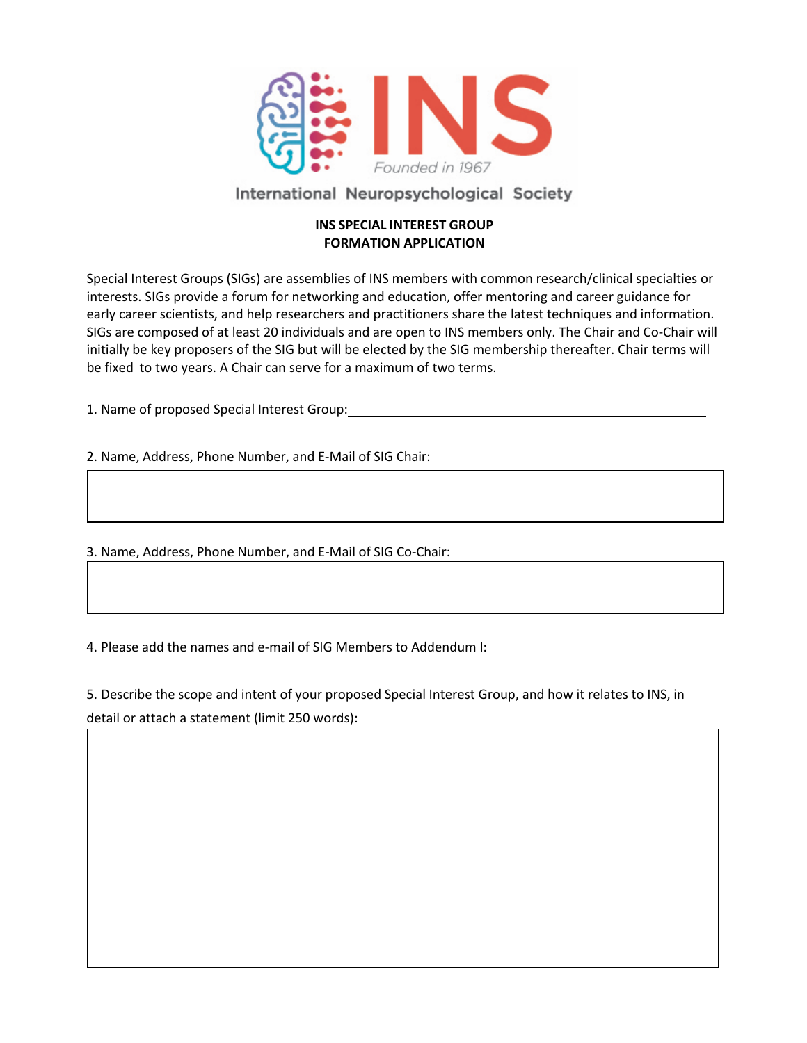INS

*Founded in 1967*

International Neuropsychological Society

**INS SPECIAL INTEREST GROUP**
**FORMATION APPLICATION**

Special Interest Groups (SIGs) are assemblies of INS members with common research/clinical specialties or interests. SIGs provide a forum for networking and education, offer mentoring and career guidance for early career scientists, and help researchers and practitioners share the latest techniques and information. SIGs are composed of at least 20 individuals and are open to INS members only. The Chair and Co-Chair will initially be key proposers of the SIG but will be elected by the SIG membership thereafter. Chair terms will be fixed to two years. A Chair can serve for a maximum of two terms.

1. Name of proposed Special Interest Group: ______________________________________________

2. Name, Address, Phone Number, and E-Mail of SIG Chair:

3. Name, Address, Phone Number, and E-Mail of SIG Co-Chair:

4. Please add the names and e-mail of SIG Members to Addendum I:

5. Describe the scope and intent of your proposed Special Interest Group, and how it relates to INS, in detail or attach a statement (limit 250 words):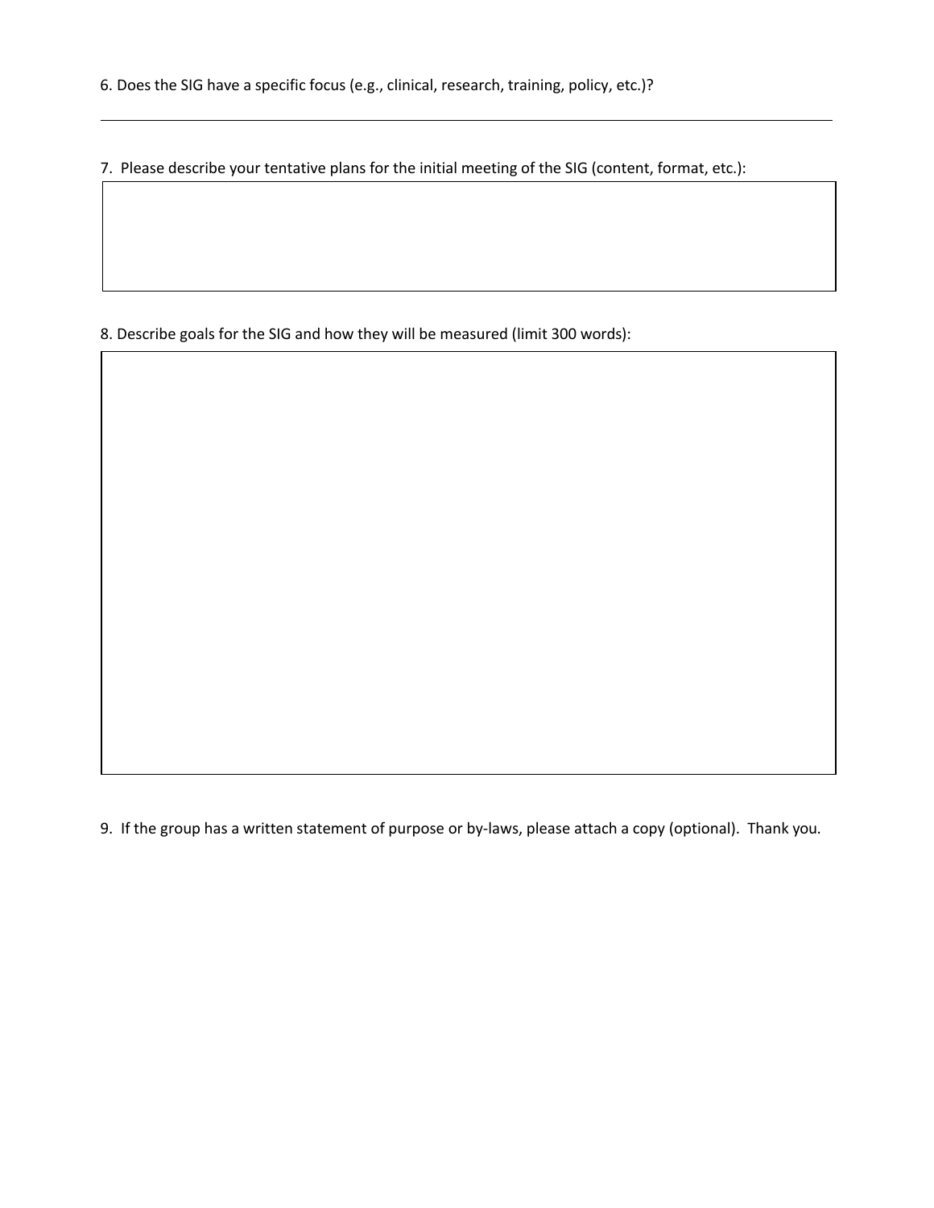6. Does the SIG have a specific focus (e.g., clinical, research, training, policy, etc.)?

---

7. Please describe your tentative plans for the initial meeting of the SIG (content, format, etc.):

8. Describe goals for the SIG and how they will be measured (limit 300 words):

9. If the group has a written statement of purpose or by-laws, please attach a copy (optional). Thank you.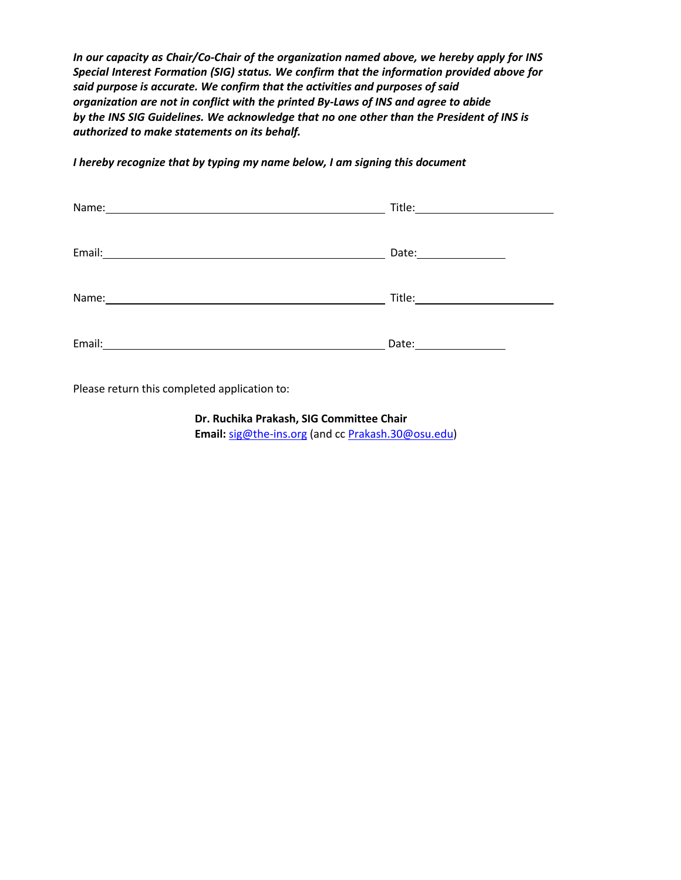***In our capacity as Chair/Co-Chair of the organization named above, we hereby apply for INS Special Interest Formation (SIG) status. We confirm that the information provided above for said purpose is accurate. We confirm that the activities and purposes of said organization are not in conflict with the printed By-Laws of INS and agree to abide by the INS SIG Guidelines. We acknowledge that no one other than the President of INS is authorized to make statements on its behalf.***

***I hereby recognize that by typing my name below, I am signing this document***

Name: ______________________________ Title: ______________

Email: ______________________________ Date: __________

Name: ______________________________ Title: ______________

Email: ______________________________ Date: __________

Please return this completed application to:

**Dr. Ruchika Prakash, SIG Committee Chair**
**Email:** sig@the-ins.org (and cc Prakash.30@osu.edu)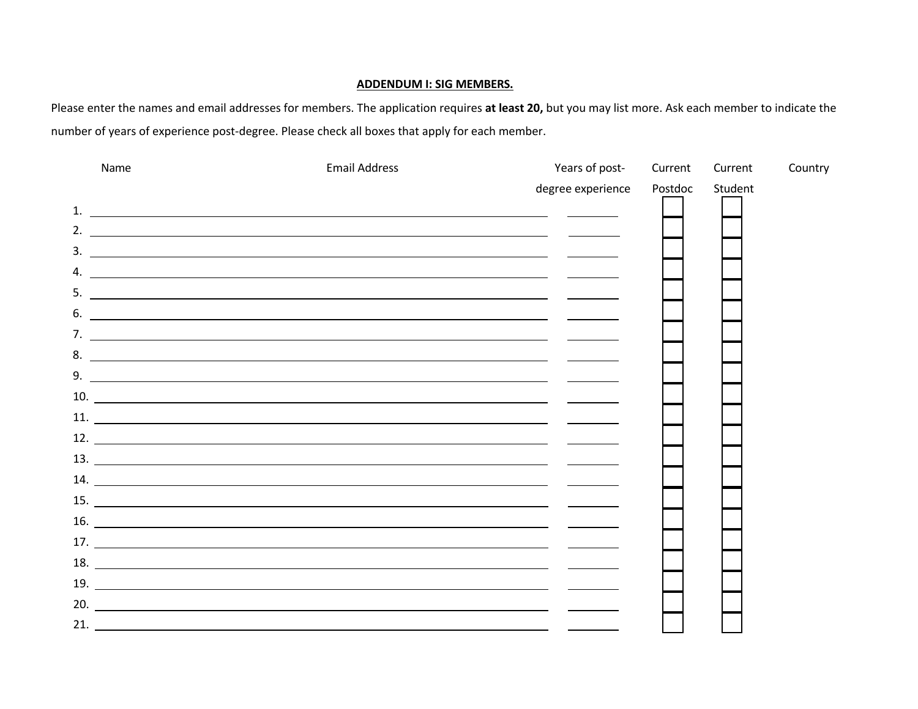**ADDENDUM I: SIG MEMBERS.**

Please enter the names and email addresses for members. The application requires **at least 20,** but you may list more. Ask each member to indicate the number of years of experience post-degree. Please check all boxes that apply for each member.

| | Name | Email Address | Years of post-degree experience | Current Postdoc | Current Student | Country |
|---|---|---|---|---|---|---|
| 1. | | | | ☐ | ☐ | |
| 2. | | | | ☐ | ☐ | |
| 3. | | | | ☐ | ☐ | |
| 4. | | | | ☐ | ☐ | |
| 5. | | | | ☐ | ☐ | |
| 6. | | | | ☐ | ☐ | |
| 7. | | | | ☐ | ☐ | |
| 8. | | | | ☐ | ☐ | |
| 9. | | | | ☐ | ☐ | |
| 10. | | | | ☐ | ☐ | |
| 11. | | | | ☐ | ☐ | |
| 12. | | | | ☐ | ☐ | |
| 13. | | | | ☐ | ☐ | |
| 14. | | | | ☐ | ☐ | |
| 15. | | | | ☐ | ☐ | |
| 16. | | | | ☐ | ☐ | |
| 17. | | | | ☐ | ☐ | |
| 18. | | | | ☐ | ☐ | |
| 19. | | | | ☐ | ☐ | |
| 20. | | | | ☐ | ☐ | |
| 21. | | | | ☐ | ☐ | |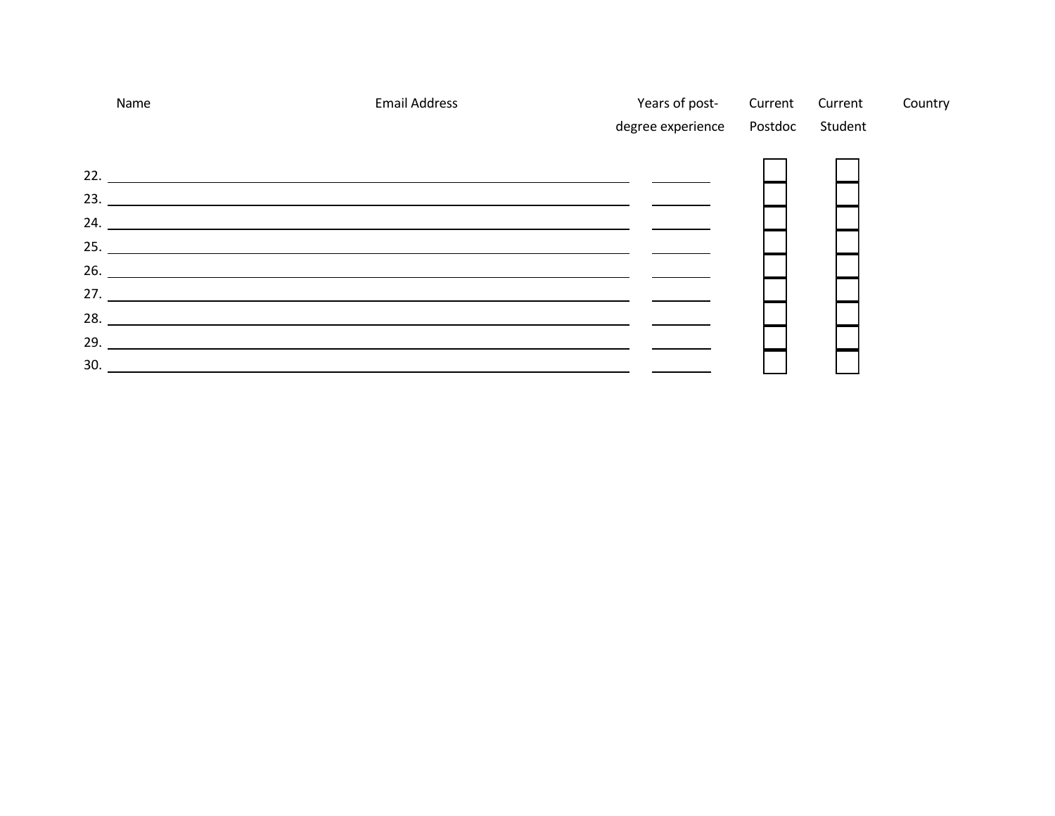| | Name | Email Address | Years of post-degree experience | Current Postdoc | Current Student | Country |
|---|---|---|---|---|---|---|
| 22. | | | | ☐ | ☐ | |
| 23. | | | | ☐ | ☐ | |
| 24. | | | | ☐ | ☐ | |
| 25. | | | | ☐ | ☐ | |
| 26. | | | | ☐ | ☐ | |
| 27. | | | | ☐ | ☐ | |
| 28. | | | | ☐ | ☐ | |
| 29. | | | | ☐ | ☐ | |
| 30. | | | | ☐ | ☐ | |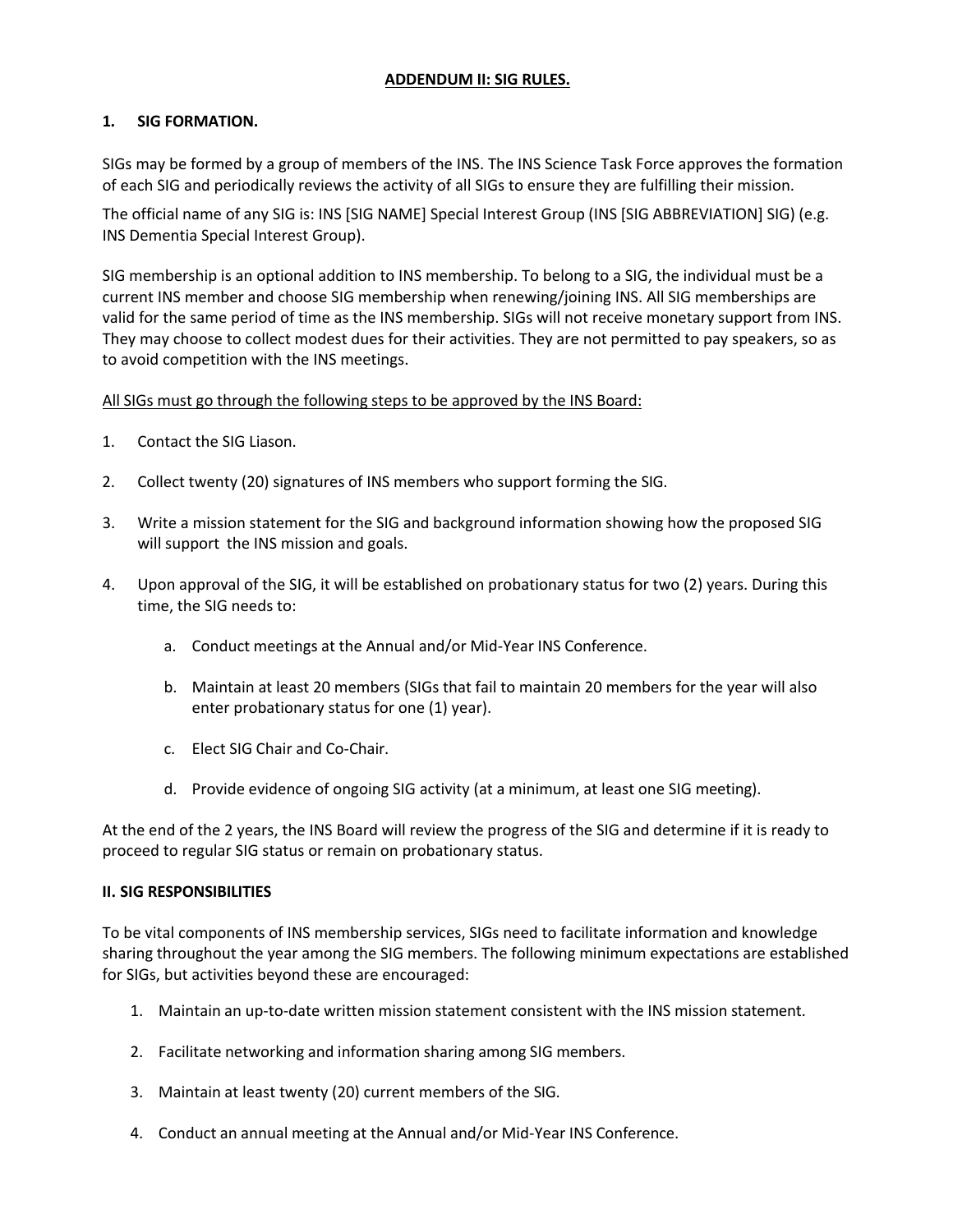## ADDENDUM II: SIG RULES.

### 1. SIG FORMATION.

SIGs may be formed by a group of members of the INS. The INS Science Task Force approves the formation of each SIG and periodically reviews the activity of all SIGs to ensure they are fulfilling their mission.

The official name of any SIG is: INS [SIG NAME] Special Interest Group (INS [SIG ABBREVIATION] SIG) (e.g. INS Dementia Special Interest Group).

SIG membership is an optional addition to INS membership. To belong to a SIG, the individual must be a current INS member and choose SIG membership when renewing/joining INS. All SIG memberships are valid for the same period of time as the INS membership. SIGs will not receive monetary support from INS. They may choose to collect modest dues for their activities. They are not permitted to pay speakers, so as to avoid competition with the INS meetings.

All SIGs must go through the following steps to be approved by the INS Board:

1. Contact the SIG Liason.
2. Collect twenty (20) signatures of INS members who support forming the SIG.
3. Write a mission statement for the SIG and background information showing how the proposed SIG will support the INS mission and goals.
4. Upon approval of the SIG, it will be established on probationary status for two (2) years. During this time, the SIG needs to:
   a. Conduct meetings at the Annual and/or Mid-Year INS Conference.
   b. Maintain at least 20 members (SIGs that fail to maintain 20 members for the year will also enter probationary status for one (1) year).
   c. Elect SIG Chair and Co-Chair.
   d. Provide evidence of ongoing SIG activity (at a minimum, at least one SIG meeting).

At the end of the 2 years, the INS Board will review the progress of the SIG and determine if it is ready to proceed to regular SIG status or remain on probationary status.

### II. SIG RESPONSIBILITIES

To be vital components of INS membership services, SIGs need to facilitate information and knowledge sharing throughout the year among the SIG members. The following minimum expectations are established for SIGs, but activities beyond these are encouraged:

1. Maintain an up-to-date written mission statement consistent with the INS mission statement.
2. Facilitate networking and information sharing among SIG members.
3. Maintain at least twenty (20) current members of the SIG.
4. Conduct an annual meeting at the Annual and/or Mid-Year INS Conference.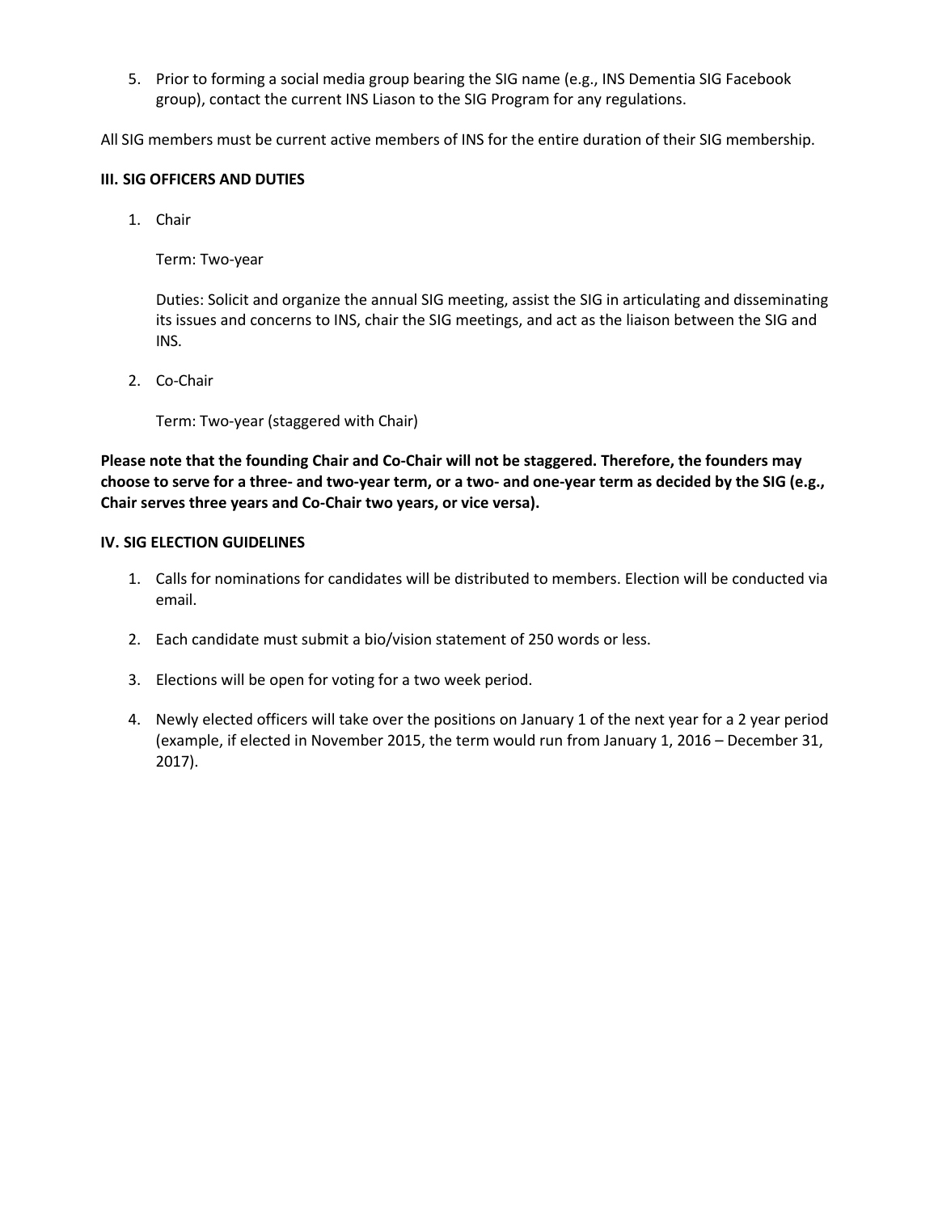5. Prior to forming a social media group bearing the SIG name (e.g., INS Dementia SIG Facebook group), contact the current INS Liason to the SIG Program for any regulations.

All SIG members must be current active members of INS for the entire duration of their SIG membership.

**III. SIG OFFICERS AND DUTIES**

1. Chair

   Term: Two-year

   Duties: Solicit and organize the annual SIG meeting, assist the SIG in articulating and disseminating its issues and concerns to INS, chair the SIG meetings, and act as the liaison between the SIG and INS.

2. Co-Chair

   Term: Two-year (staggered with Chair)

**Please note that the founding Chair and Co-Chair will not be staggered. Therefore, the founders may choose to serve for a three- and two-year term, or a two- and one-year term as decided by the SIG (e.g., Chair serves three years and Co-Chair two years, or vice versa).**

**IV. SIG ELECTION GUIDELINES**

1. Calls for nominations for candidates will be distributed to members. Election will be conducted via email.

2. Each candidate must submit a bio/vision statement of 250 words or less.

3. Elections will be open for voting for a two week period.

4. Newly elected officers will take over the positions on January 1 of the next year for a 2 year period (example, if elected in November 2015, the term would run from January 1, 2016 – December 31, 2017).